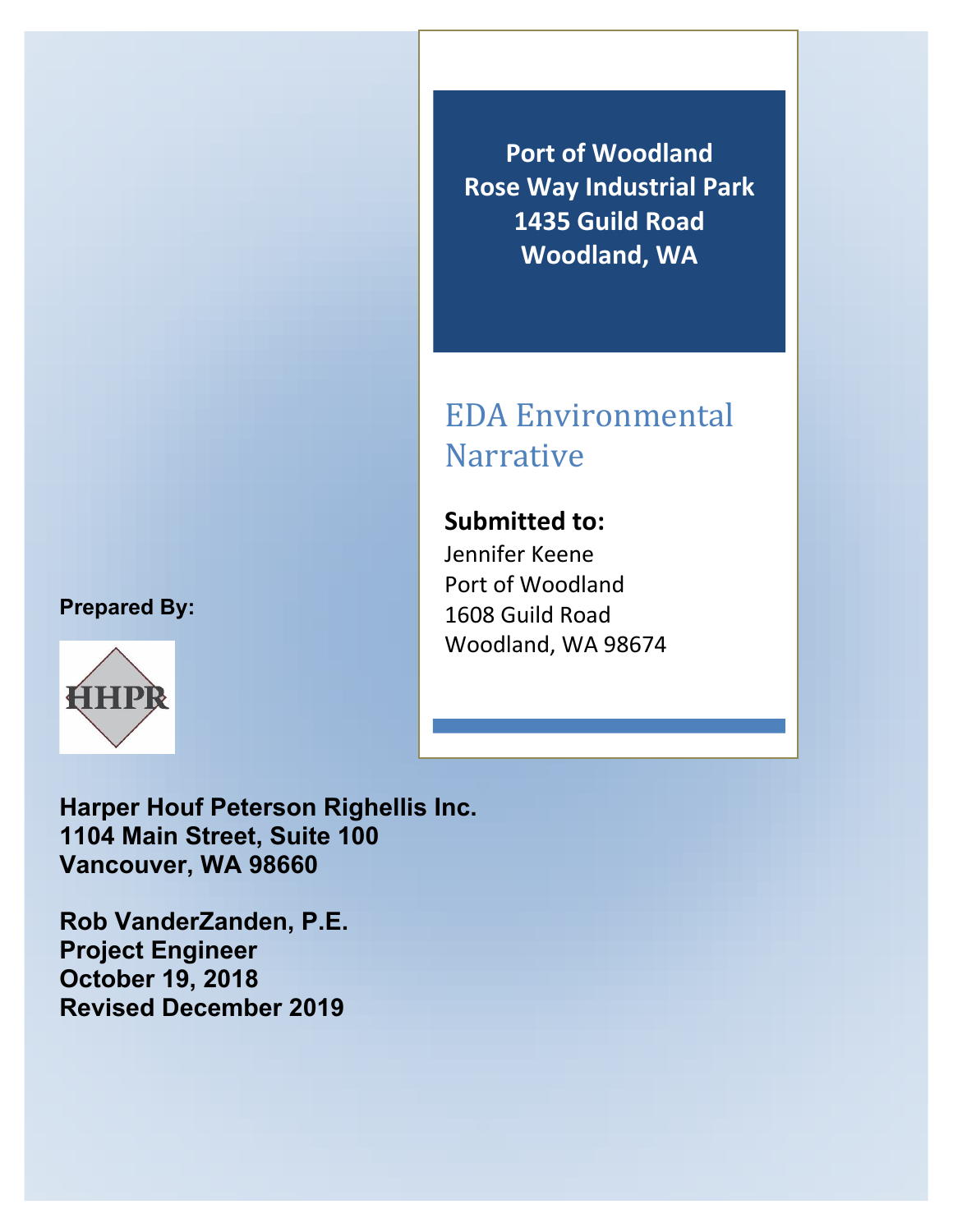# Port of Woodland
# Rose Way Industrial Park
# 1435 Guild Road
# Woodland, WA

## EDA Environmental Narrative

**Submitted to:**
Jennifer Keene
Port of Woodland
1608 Guild Road
Woodland, WA 98674

**Prepared By:**

HHPR

**Harper Houf Peterson Righellis Inc.**
**1104 Main Street, Suite 100**
**Vancouver, WA 98660**

**Rob VanderZanden, P.E.**
**Project Engineer**
**October 19, 2018**
**Revised December 2019**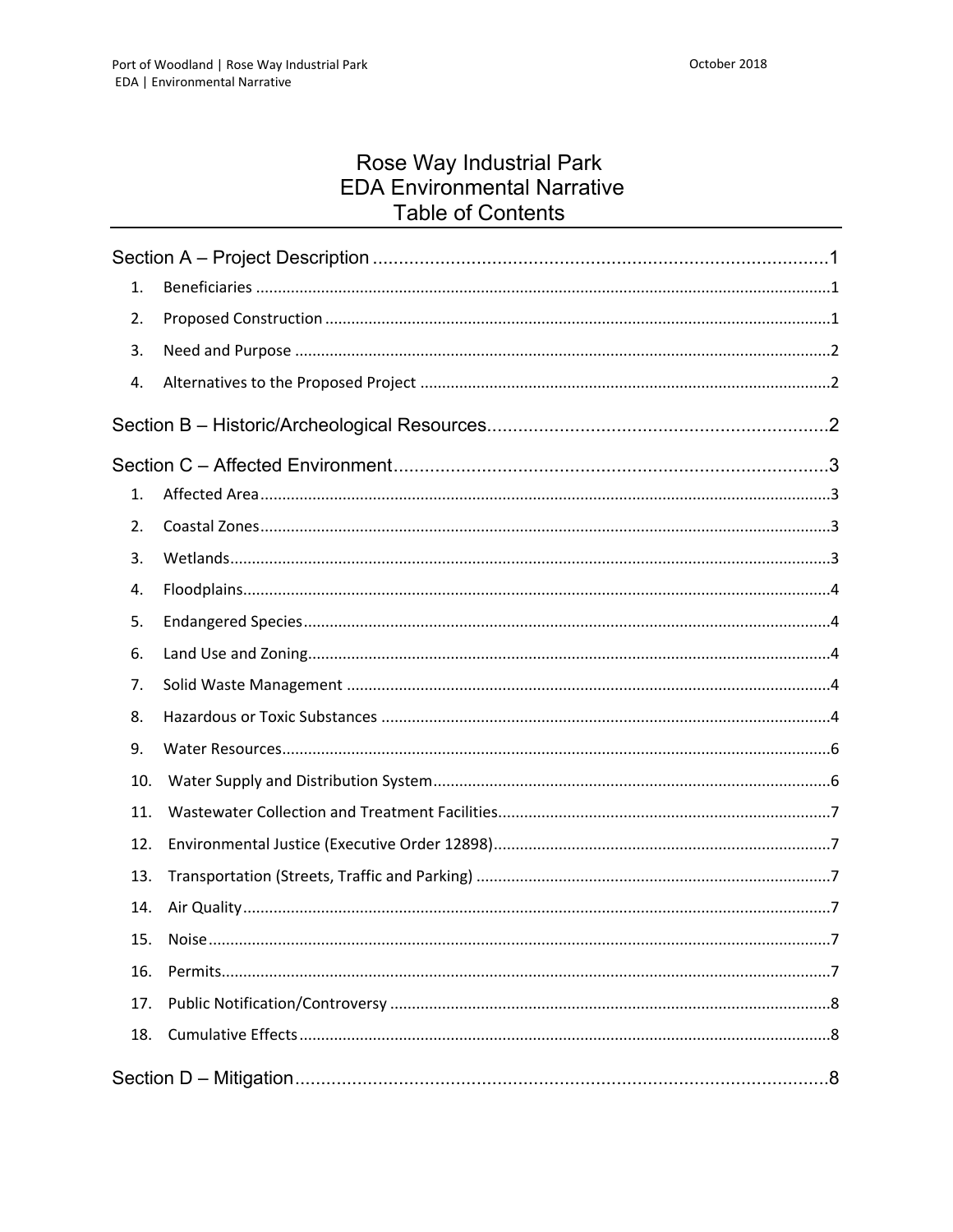# Rose Way Industrial Park
# EDA Environmental Narrative
# Table of Contents

Section A – Project Description ........................................................................................ 1

1. Beneficiaries ........................................................................................ 1
2. Proposed Construction ........................................................................................ 1
3. Need and Purpose ........................................................................................ 2
4. Alternatives to the Proposed Project ........................................................................................ 2

Section B – Historic/Archeological Resources ........................................................................................ 2

Section C – Affected Environment ........................................................................................ 3

1. Affected Area ........................................................................................ 3
2. Coastal Zones ........................................................................................ 3
3. Wetlands ........................................................................................ 3
4. Floodplains ........................................................................................ 4
5. Endangered Species ........................................................................................ 4
6. Land Use and Zoning ........................................................................................ 4
7. Solid Waste Management ........................................................................................ 4
8. Hazardous or Toxic Substances ........................................................................................ 4
9. Water Resources ........................................................................................ 6
10. Water Supply and Distribution System ........................................................................................ 6
11. Wastewater Collection and Treatment Facilities ........................................................................................ 7
12. Environmental Justice (Executive Order 12898) ........................................................................................ 7
13. Transportation (Streets, Traffic and Parking) ........................................................................................ 7
14. Air Quality ........................................................................................ 7
15. Noise ........................................................................................ 7
16. Permits ........................................................................................ 7
17. Public Notification/Controversy ........................................................................................ 8
18. Cumulative Effects ........................................................................................ 8

Section D – Mitigation ........................................................................................ 8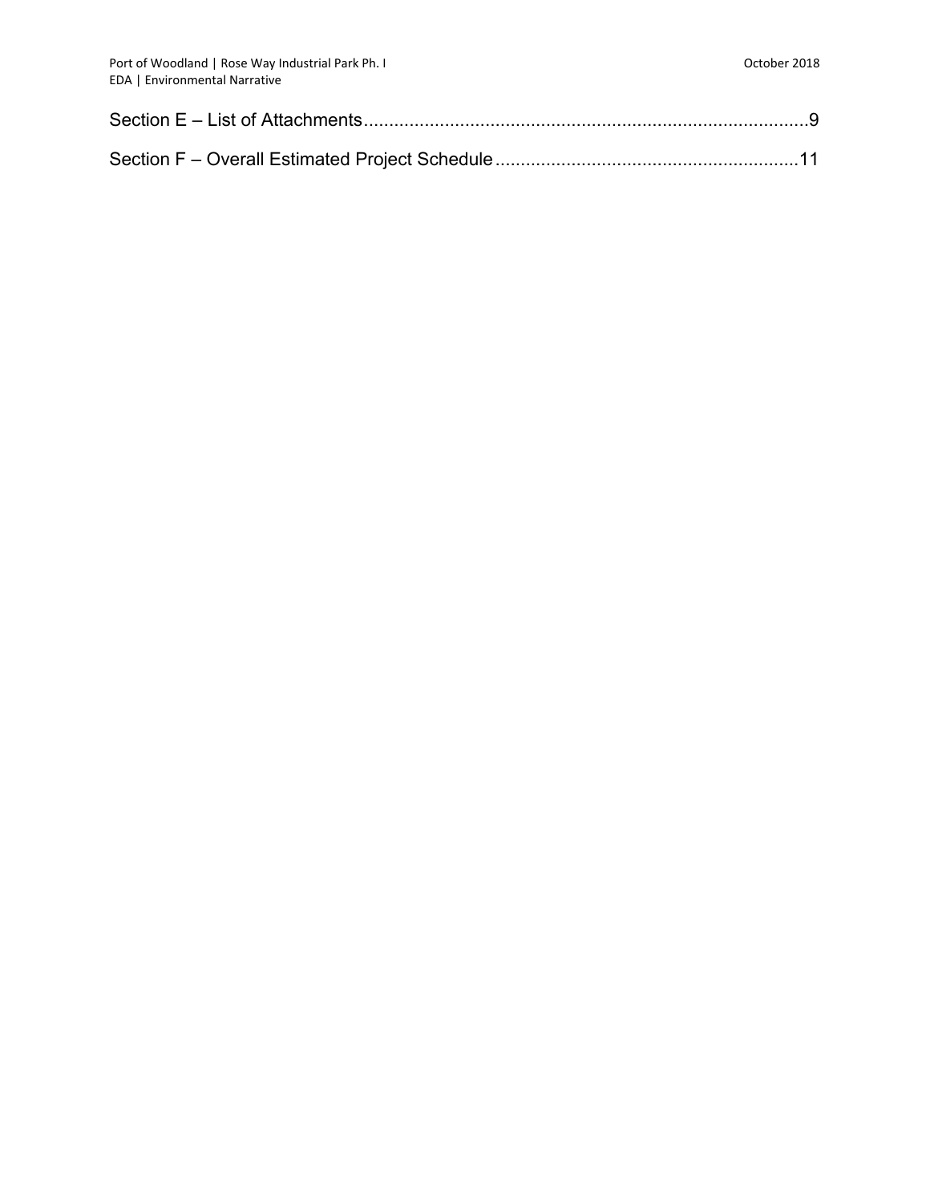Section E – List of Attachments........................................................................................9

Section F – Overall Estimated Project Schedule...........................................................11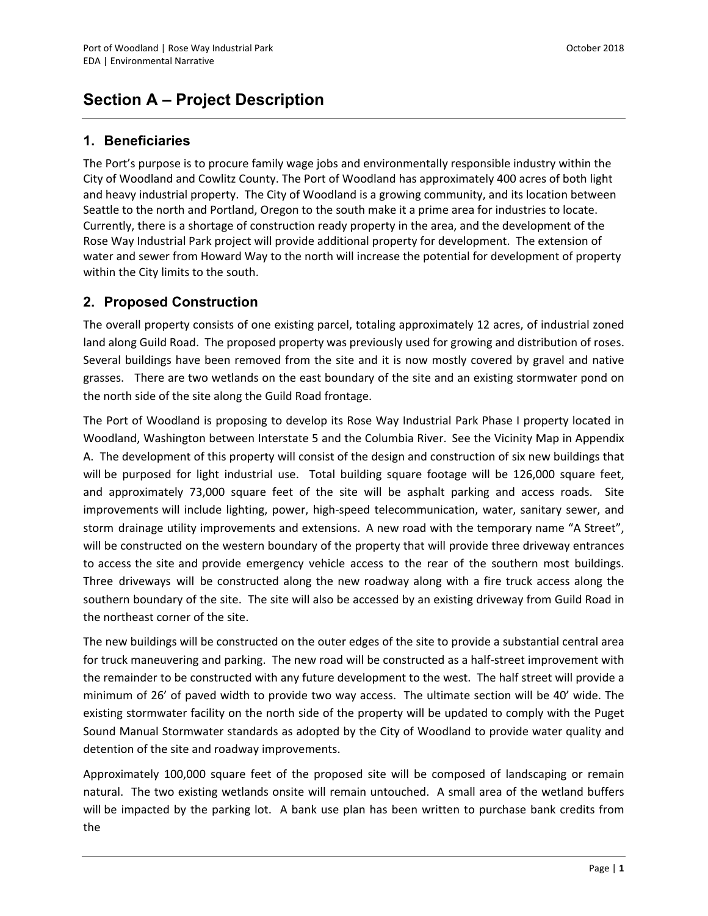# Section A – Project Description

## 1. Beneficiaries

The Port's purpose is to procure family wage jobs and environmentally responsible industry within the City of Woodland and Cowlitz County. The Port of Woodland has approximately 400 acres of both light and heavy industrial property. The City of Woodland is a growing community, and its location between Seattle to the north and Portland, Oregon to the south make it a prime area for industries to locate. Currently, there is a shortage of construction ready property in the area, and the development of the Rose Way Industrial Park project will provide additional property for development. The extension of water and sewer from Howard Way to the north will increase the potential for development of property within the City limits to the south.

## 2. Proposed Construction

The overall property consists of one existing parcel, totaling approximately 12 acres, of industrial zoned land along Guild Road. The proposed property was previously used for growing and distribution of roses. Several buildings have been removed from the site and it is now mostly covered by gravel and native grasses. There are two wetlands on the east boundary of the site and an existing stormwater pond on the north side of the site along the Guild Road frontage.

The Port of Woodland is proposing to develop its Rose Way Industrial Park Phase I property located in Woodland, Washington between Interstate 5 and the Columbia River. See the Vicinity Map in Appendix A. The development of this property will consist of the design and construction of six new buildings that will be purposed for light industrial use. Total building square footage will be 126,000 square feet, and approximately 73,000 square feet of the site will be asphalt parking and access roads. Site improvements will include lighting, power, high-speed telecommunication, water, sanitary sewer, and storm drainage utility improvements and extensions. A new road with the temporary name "A Street", will be constructed on the western boundary of the property that will provide three driveway entrances to access the site and provide emergency vehicle access to the rear of the southern most buildings. Three driveways will be constructed along the new roadway along with a fire truck access along the southern boundary of the site. The site will also be accessed by an existing driveway from Guild Road in the northeast corner of the site.

The new buildings will be constructed on the outer edges of the site to provide a substantial central area for truck maneuvering and parking. The new road will be constructed as a half-street improvement with the remainder to be constructed with any future development to the west. The half street will provide a minimum of 26' of paved width to provide two way access. The ultimate section will be 40' wide. The existing stormwater facility on the north side of the property will be updated to comply with the Puget Sound Manual Stormwater standards as adopted by the City of Woodland to provide water quality and detention of the site and roadway improvements.

Approximately 100,000 square feet of the proposed site will be composed of landscaping or remain natural. The two existing wetlands onsite will remain untouched. A small area of the wetland buffers will be impacted by the parking lot. A bank use plan has been written to purchase bank credits from the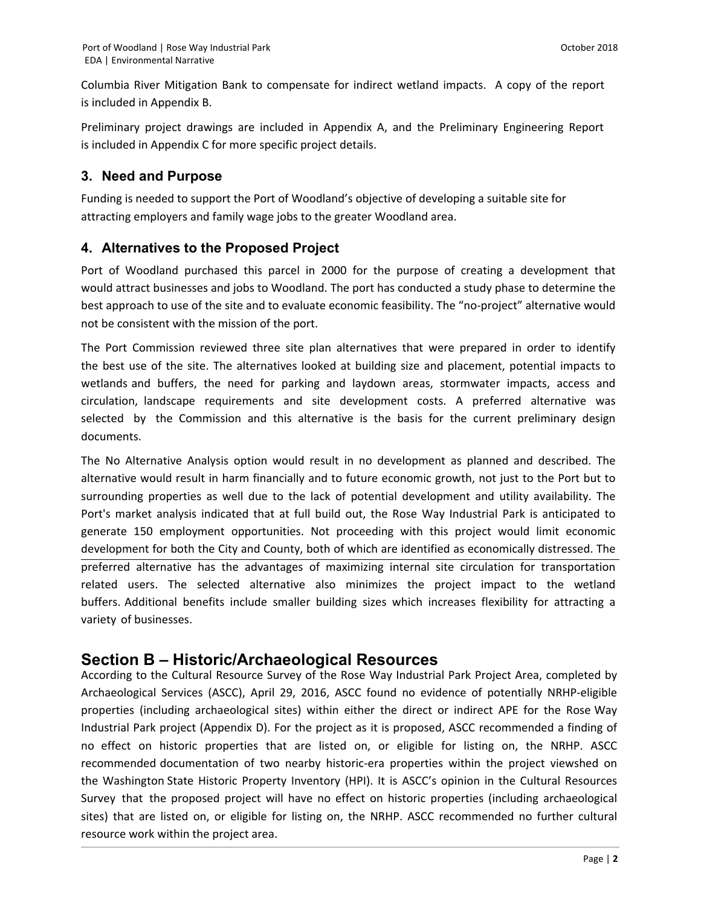Columbia River Mitigation Bank to compensate for indirect wetland impacts. A copy of the report is included in Appendix B.

Preliminary project drawings are included in Appendix A, and the Preliminary Engineering Report is included in Appendix C for more specific project details.

### 3. Need and Purpose

Funding is needed to support the Port of Woodland's objective of developing a suitable site for attracting employers and family wage jobs to the greater Woodland area.

### 4. Alternatives to the Proposed Project

Port of Woodland purchased this parcel in 2000 for the purpose of creating a development that would attract businesses and jobs to Woodland. The port has conducted a study phase to determine the best approach to use of the site and to evaluate economic feasibility. The "no-project" alternative would not be consistent with the mission of the port.

The Port Commission reviewed three site plan alternatives that were prepared in order to identify the best use of the site. The alternatives looked at building size and placement, potential impacts to wetlands and buffers, the need for parking and laydown areas, stormwater impacts, access and circulation, landscape requirements and site development costs. A preferred alternative was selected by the Commission and this alternative is the basis for the current preliminary design documents.

The No Alternative Analysis option would result in no development as planned and described. The alternative would result in harm financially and to future economic growth, not just to the Port but to surrounding properties as well due to the lack of potential development and utility availability. The Port's market analysis indicated that at full build out, the Rose Way Industrial Park is anticipated to generate 150 employment opportunities. Not proceeding with this project would limit economic development for both the City and County, both of which are identified as economically distressed. The preferred alternative has the advantages of maximizing internal site circulation for transportation related users. The selected alternative also minimizes the project impact to the wetland buffers. Additional benefits include smaller building sizes which increases flexibility for attracting a variety of businesses.

## Section B – Historic/Archaeological Resources

According to the Cultural Resource Survey of the Rose Way Industrial Park Project Area, completed by Archaeological Services (ASCC), April 29, 2016, ASCC found no evidence of potentially NRHP-eligible properties (including archaeological sites) within either the direct or indirect APE for the Rose Way Industrial Park project (Appendix D). For the project as it is proposed, ASCC recommended a finding of no effect on historic properties that are listed on, or eligible for listing on, the NRHP. ASCC recommended documentation of two nearby historic-era properties within the project viewshed on the Washington State Historic Property Inventory (HPI). It is ASCC's opinion in the Cultural Resources Survey that the proposed project will have no effect on historic properties (including archaeological sites) that are listed on, or eligible for listing on, the NRHP. ASCC recommended no further cultural resource work within the project area.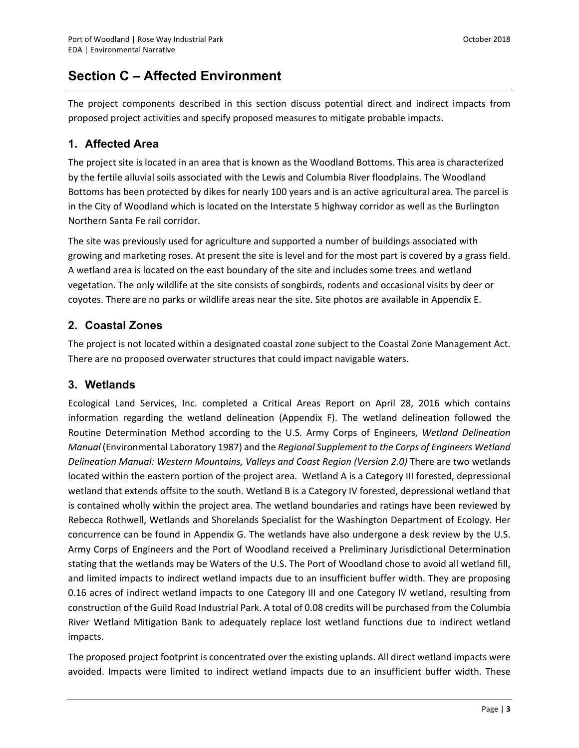# Section C – Affected Environment

The project components described in this section discuss potential direct and indirect impacts from proposed project activities and specify proposed measures to mitigate probable impacts.

## 1. Affected Area

The project site is located in an area that is known as the Woodland Bottoms. This area is characterized by the fertile alluvial soils associated with the Lewis and Columbia River floodplains. The Woodland Bottoms has been protected by dikes for nearly 100 years and is an active agricultural area. The parcel is in the City of Woodland which is located on the Interstate 5 highway corridor as well as the Burlington Northern Santa Fe rail corridor.

The site was previously used for agriculture and supported a number of buildings associated with growing and marketing roses. At present the site is level and for the most part is covered by a grass field. A wetland area is located on the east boundary of the site and includes some trees and wetland vegetation. The only wildlife at the site consists of songbirds, rodents and occasional visits by deer or coyotes. There are no parks or wildlife areas near the site. Site photos are available in Appendix E.

## 2. Coastal Zones

The project is not located within a designated coastal zone subject to the Coastal Zone Management Act. There are no proposed overwater structures that could impact navigable waters.

## 3. Wetlands

Ecological Land Services, Inc. completed a Critical Areas Report on April 28, 2016 which contains information regarding the wetland delineation (Appendix F). The wetland delineation followed the Routine Determination Method according to the U.S. Army Corps of Engineers, *Wetland Delineation Manual* (Environmental Laboratory 1987) and the *Regional Supplement to the Corps of Engineers Wetland Delineation Manual: Western Mountains, Valleys and Coast Region (Version 2.0)* There are two wetlands located within the eastern portion of the project area. Wetland A is a Category III forested, depressional wetland that extends offsite to the south. Wetland B is a Category IV forested, depressional wetland that is contained wholly within the project area. The wetland boundaries and ratings have been reviewed by Rebecca Rothwell, Wetlands and Shorelands Specialist for the Washington Department of Ecology. Her concurrence can be found in Appendix G. The wetlands have also undergone a desk review by the U.S. Army Corps of Engineers and the Port of Woodland received a Preliminary Jurisdictional Determination stating that the wetlands may be Waters of the U.S. The Port of Woodland chose to avoid all wetland fill, and limited impacts to indirect wetland impacts due to an insufficient buffer width. They are proposing 0.16 acres of indirect wetland impacts to one Category III and one Category IV wetland, resulting from construction of the Guild Road Industrial Park. A total of 0.08 credits will be purchased from the Columbia River Wetland Mitigation Bank to adequately replace lost wetland functions due to indirect wetland impacts.

The proposed project footprint is concentrated over the existing uplands. All direct wetland impacts were avoided. Impacts were limited to indirect wetland impacts due to an insufficient buffer width. These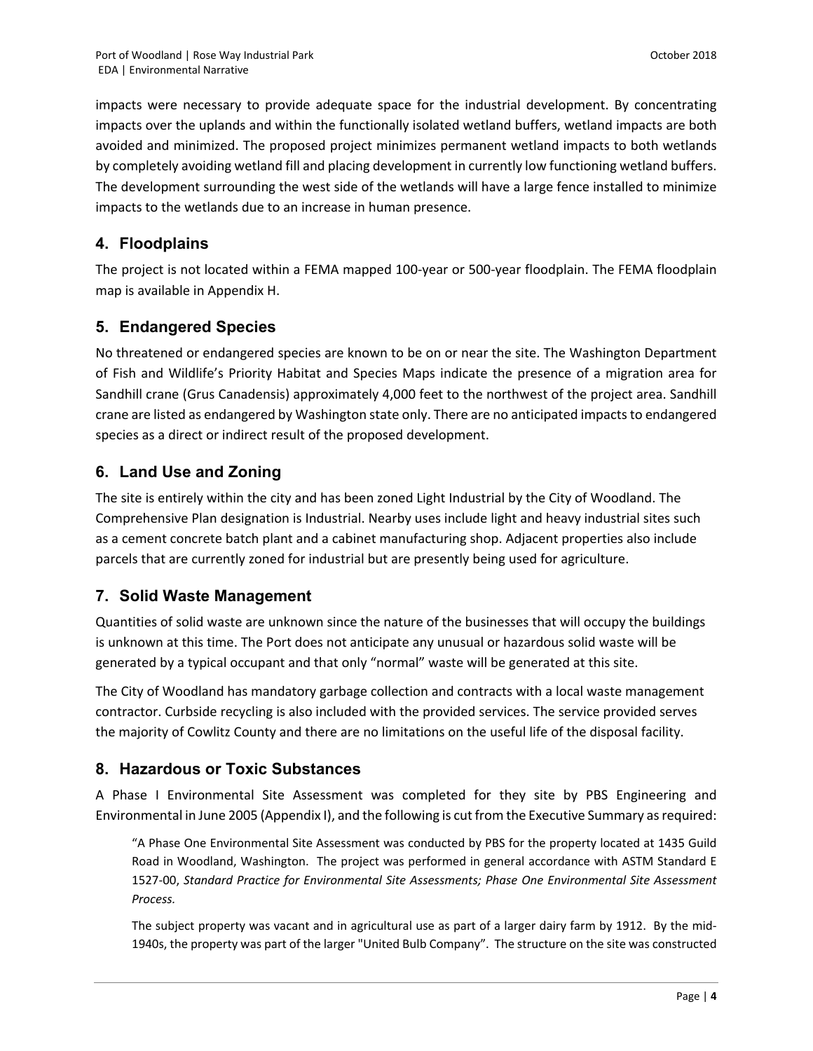impacts were necessary to provide adequate space for the industrial development. By concentrating impacts over the uplands and within the functionally isolated wetland buffers, wetland impacts are both avoided and minimized. The proposed project minimizes permanent wetland impacts to both wetlands by completely avoiding wetland fill and placing development in currently low functioning wetland buffers. The development surrounding the west side of the wetlands will have a large fence installed to minimize impacts to the wetlands due to an increase in human presence.

## 4. Floodplains

The project is not located within a FEMA mapped 100-year or 500-year floodplain. The FEMA floodplain map is available in Appendix H.

## 5. Endangered Species

No threatened or endangered species are known to be on or near the site. The Washington Department of Fish and Wildlife's Priority Habitat and Species Maps indicate the presence of a migration area for Sandhill crane (Grus Canadensis) approximately 4,000 feet to the northwest of the project area. Sandhill crane are listed as endangered by Washington state only. There are no anticipated impacts to endangered species as a direct or indirect result of the proposed development.

## 6. Land Use and Zoning

The site is entirely within the city and has been zoned Light Industrial by the City of Woodland. The Comprehensive Plan designation is Industrial. Nearby uses include light and heavy industrial sites such as a cement concrete batch plant and a cabinet manufacturing shop. Adjacent properties also include parcels that are currently zoned for industrial but are presently being used for agriculture.

## 7. Solid Waste Management

Quantities of solid waste are unknown since the nature of the businesses that will occupy the buildings is unknown at this time. The Port does not anticipate any unusual or hazardous solid waste will be generated by a typical occupant and that only "normal" waste will be generated at this site.

The City of Woodland has mandatory garbage collection and contracts with a local waste management contractor. Curbside recycling is also included with the provided services. The service provided serves the majority of Cowlitz County and there are no limitations on the useful life of the disposal facility.

## 8. Hazardous or Toxic Substances

A Phase I Environmental Site Assessment was completed for they site by PBS Engineering and Environmental in June 2005 (Appendix I), and the following is cut from the Executive Summary as required:

> "A Phase One Environmental Site Assessment was conducted by PBS for the property located at 1435 Guild Road in Woodland, Washington. The project was performed in general accordance with ASTM Standard E 1527-00, *Standard Practice for Environmental Site Assessments; Phase One Environmental Site Assessment Process.*
>
> The subject property was vacant and in agricultural use as part of a larger dairy farm by 1912. By the mid-1940s, the property was part of the larger "United Bulb Company". The structure on the site was constructed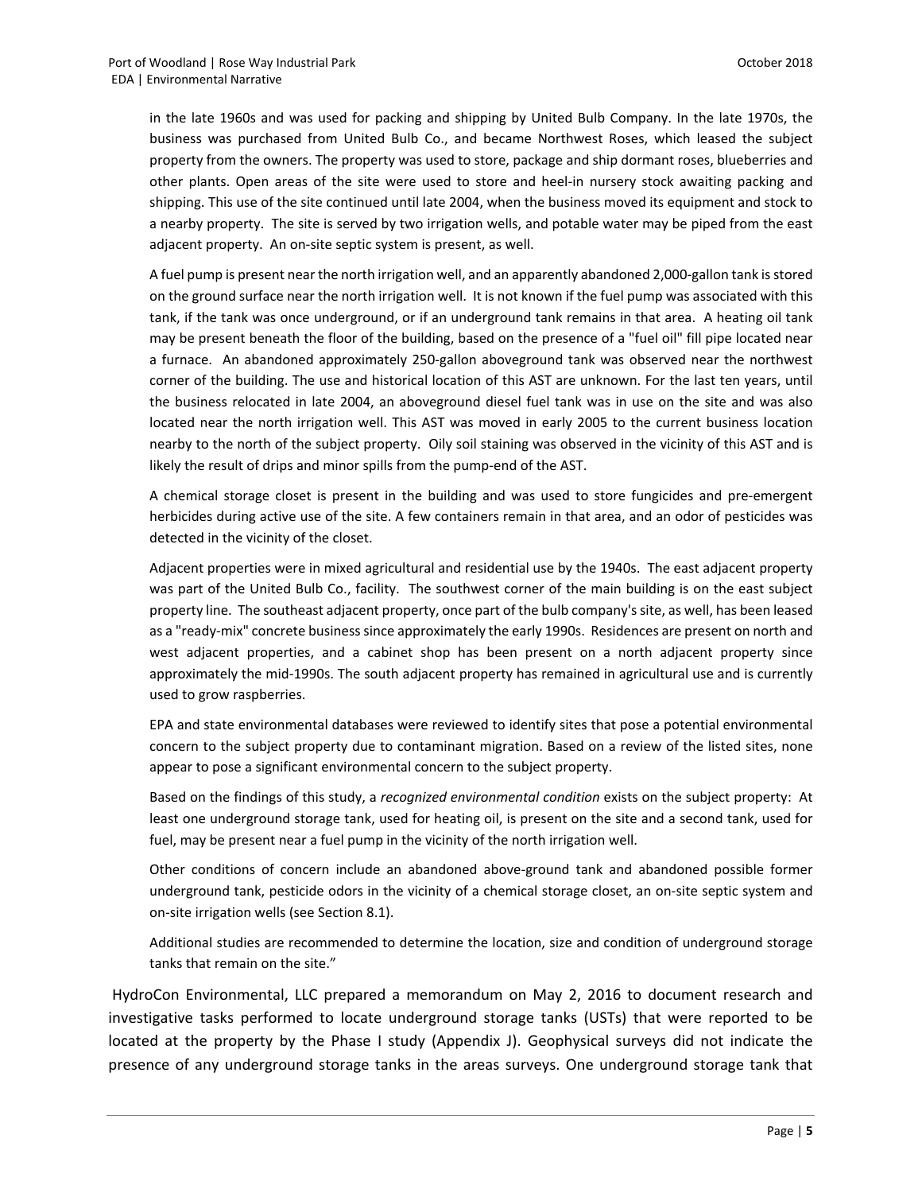in the late 1960s and was used for packing and shipping by United Bulb Company. In the late 1970s, the business was purchased from United Bulb Co., and became Northwest Roses, which leased the subject property from the owners. The property was used to store, package and ship dormant roses, blueberries and other plants. Open areas of the site were used to store and heel-in nursery stock awaiting packing and shipping. This use of the site continued until late 2004, when the business moved its equipment and stock to a nearby property. The site is served by two irrigation wells, and potable water may be piped from the east adjacent property. An on-site septic system is present, as well.

A fuel pump is present near the north irrigation well, and an apparently abandoned 2,000-gallon tank is stored on the ground surface near the north irrigation well. It is not known if the fuel pump was associated with this tank, if the tank was once underground, or if an underground tank remains in that area. A heating oil tank may be present beneath the floor of the building, based on the presence of a "fuel oil" fill pipe located near a furnace. An abandoned approximately 250-gallon aboveground tank was observed near the northwest corner of the building. The use and historical location of this AST are unknown. For the last ten years, until the business relocated in late 2004, an aboveground diesel fuel tank was in use on the site and was also located near the north irrigation well. This AST was moved in early 2005 to the current business location nearby to the north of the subject property. Oily soil staining was observed in the vicinity of this AST and is likely the result of drips and minor spills from the pump-end of the AST.

A chemical storage closet is present in the building and was used to store fungicides and pre-emergent herbicides during active use of the site. A few containers remain in that area, and an odor of pesticides was detected in the vicinity of the closet.

Adjacent properties were in mixed agricultural and residential use by the 1940s. The east adjacent property was part of the United Bulb Co., facility. The southwest corner of the main building is on the east subject property line. The southeast adjacent property, once part of the bulb company's site, as well, has been leased as a "ready-mix" concrete business since approximately the early 1990s. Residences are present on north and west adjacent properties, and a cabinet shop has been present on a north adjacent property since approximately the mid-1990s. The south adjacent property has remained in agricultural use and is currently used to grow raspberries.

EPA and state environmental databases were reviewed to identify sites that pose a potential environmental concern to the subject property due to contaminant migration. Based on a review of the listed sites, none appear to pose a significant environmental concern to the subject property.

Based on the findings of this study, a *recognized environmental condition* exists on the subject property: At least one underground storage tank, used for heating oil, is present on the site and a second tank, used for fuel, may be present near a fuel pump in the vicinity of the north irrigation well.

Other conditions of concern include an abandoned above-ground tank and abandoned possible former underground tank, pesticide odors in the vicinity of a chemical storage closet, an on-site septic system and on-site irrigation wells (see Section 8.1).

Additional studies are recommended to determine the location, size and condition of underground storage tanks that remain on the site."

HydroCon Environmental, LLC prepared a memorandum on May 2, 2016 to document research and investigative tasks performed to locate underground storage tanks (USTs) that were reported to be located at the property by the Phase I study (Appendix J). Geophysical surveys did not indicate the presence of any underground storage tanks in the areas surveys. One underground storage tank that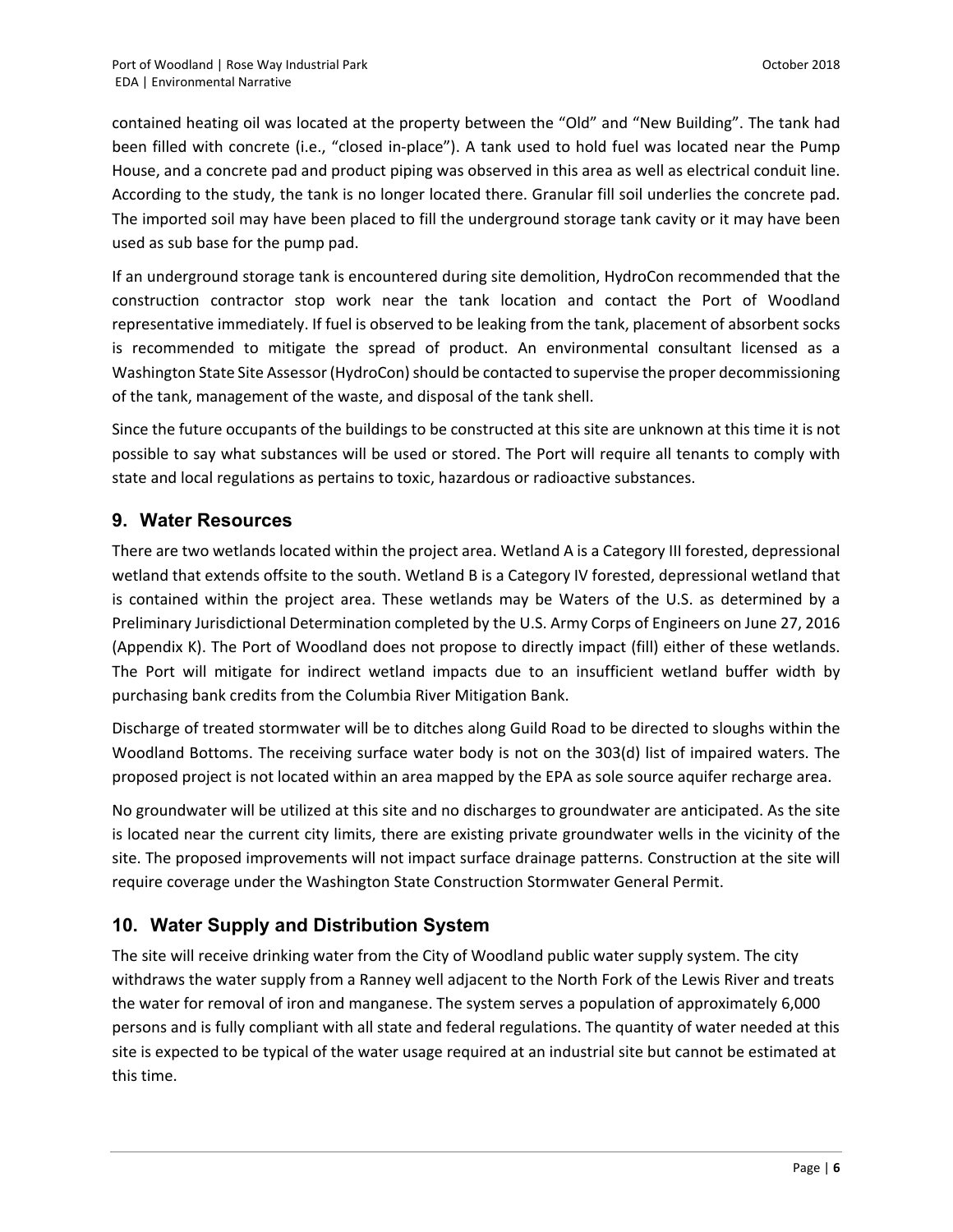contained heating oil was located at the property between the “Old” and “New Building”. The tank had been filled with concrete (i.e., “closed in-place”). A tank used to hold fuel was located near the Pump House, and a concrete pad and product piping was observed in this area as well as electrical conduit line. According to the study, the tank is no longer located there. Granular fill soil underlies the concrete pad. The imported soil may have been placed to fill the underground storage tank cavity or it may have been used as sub base for the pump pad.

If an underground storage tank is encountered during site demolition, HydroCon recommended that the construction contractor stop work near the tank location and contact the Port of Woodland representative immediately. If fuel is observed to be leaking from the tank, placement of absorbent socks is recommended to mitigate the spread of product. An environmental consultant licensed as a Washington State Site Assessor (HydroCon) should be contacted to supervise the proper decommissioning of the tank, management of the waste, and disposal of the tank shell.

Since the future occupants of the buildings to be constructed at this site are unknown at this time it is not possible to say what substances will be used or stored. The Port will require all tenants to comply with state and local regulations as pertains to toxic, hazardous or radioactive substances.

## 9. Water Resources

There are two wetlands located within the project area. Wetland A is a Category III forested, depressional wetland that extends offsite to the south. Wetland B is a Category IV forested, depressional wetland that is contained within the project area. These wetlands may be Waters of the U.S. as determined by a Preliminary Jurisdictional Determination completed by the U.S. Army Corps of Engineers on June 27, 2016 (Appendix K). The Port of Woodland does not propose to directly impact (fill) either of these wetlands. The Port will mitigate for indirect wetland impacts due to an insufficient wetland buffer width by purchasing bank credits from the Columbia River Mitigation Bank.

Discharge of treated stormwater will be to ditches along Guild Road to be directed to sloughs within the Woodland Bottoms. The receiving surface water body is not on the 303(d) list of impaired waters. The proposed project is not located within an area mapped by the EPA as sole source aquifer recharge area.

No groundwater will be utilized at this site and no discharges to groundwater are anticipated. As the site is located near the current city limits, there are existing private groundwater wells in the vicinity of the site. The proposed improvements will not impact surface drainage patterns. Construction at the site will require coverage under the Washington State Construction Stormwater General Permit.

## 10. Water Supply and Distribution System

The site will receive drinking water from the City of Woodland public water supply system. The city withdraws the water supply from a Ranney well adjacent to the North Fork of the Lewis River and treats the water for removal of iron and manganese. The system serves a population of approximately 6,000 persons and is fully compliant with all state and federal regulations. The quantity of water needed at this site is expected to be typical of the water usage required at an industrial site but cannot be estimated at this time.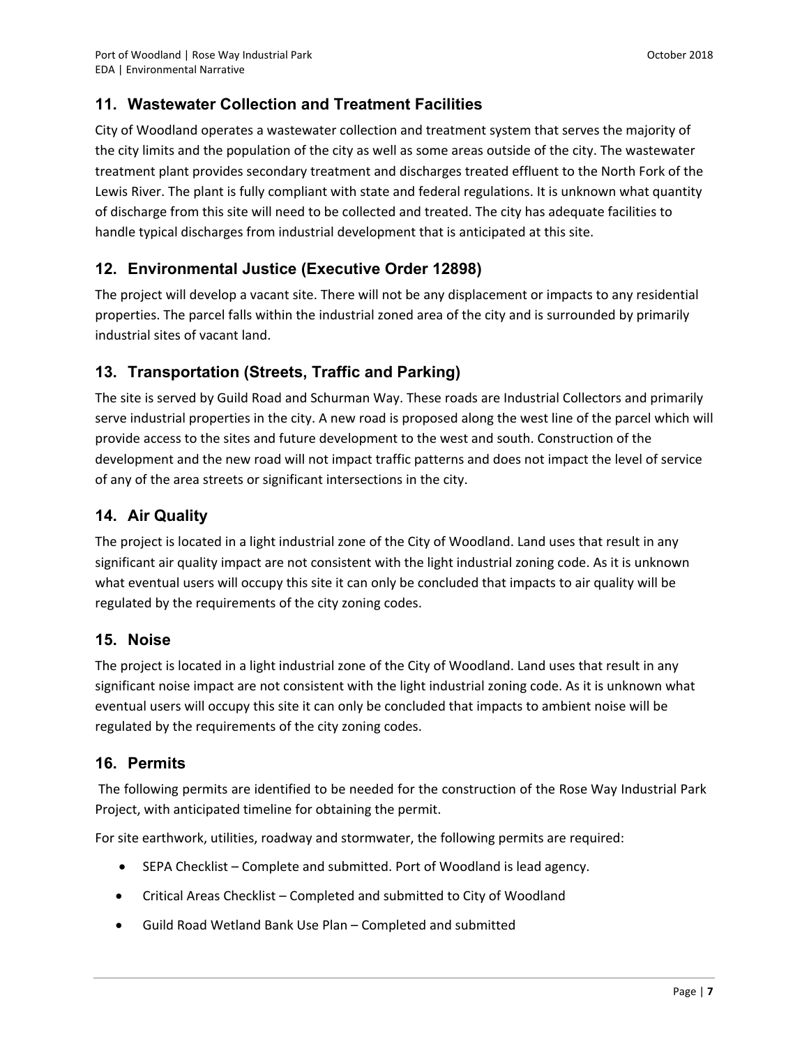## 11. Wastewater Collection and Treatment Facilities

City of Woodland operates a wastewater collection and treatment system that serves the majority of the city limits and the population of the city as well as some areas outside of the city. The wastewater treatment plant provides secondary treatment and discharges treated effluent to the North Fork of the Lewis River. The plant is fully compliant with state and federal regulations. It is unknown what quantity of discharge from this site will need to be collected and treated. The city has adequate facilities to handle typical discharges from industrial development that is anticipated at this site.

## 12. Environmental Justice (Executive Order 12898)

The project will develop a vacant site. There will not be any displacement or impacts to any residential properties. The parcel falls within the industrial zoned area of the city and is surrounded by primarily industrial sites of vacant land.

## 13. Transportation (Streets, Traffic and Parking)

The site is served by Guild Road and Schurman Way. These roads are Industrial Collectors and primarily serve industrial properties in the city. A new road is proposed along the west line of the parcel which will provide access to the sites and future development to the west and south. Construction of the development and the new road will not impact traffic patterns and does not impact the level of service of any of the area streets or significant intersections in the city.

## 14. Air Quality

The project is located in a light industrial zone of the City of Woodland. Land uses that result in any significant air quality impact are not consistent with the light industrial zoning code. As it is unknown what eventual users will occupy this site it can only be concluded that impacts to air quality will be regulated by the requirements of the city zoning codes.

## 15. Noise

The project is located in a light industrial zone of the City of Woodland. Land uses that result in any significant noise impact are not consistent with the light industrial zoning code. As it is unknown what eventual users will occupy this site it can only be concluded that impacts to ambient noise will be regulated by the requirements of the city zoning codes.

## 16. Permits

The following permits are identified to be needed for the construction of the Rose Way Industrial Park Project, with anticipated timeline for obtaining the permit.

For site earthwork, utilities, roadway and stormwater, the following permits are required:

- SEPA Checklist – Complete and submitted. Port of Woodland is lead agency.
- Critical Areas Checklist – Completed and submitted to City of Woodland
- Guild Road Wetland Bank Use Plan – Completed and submitted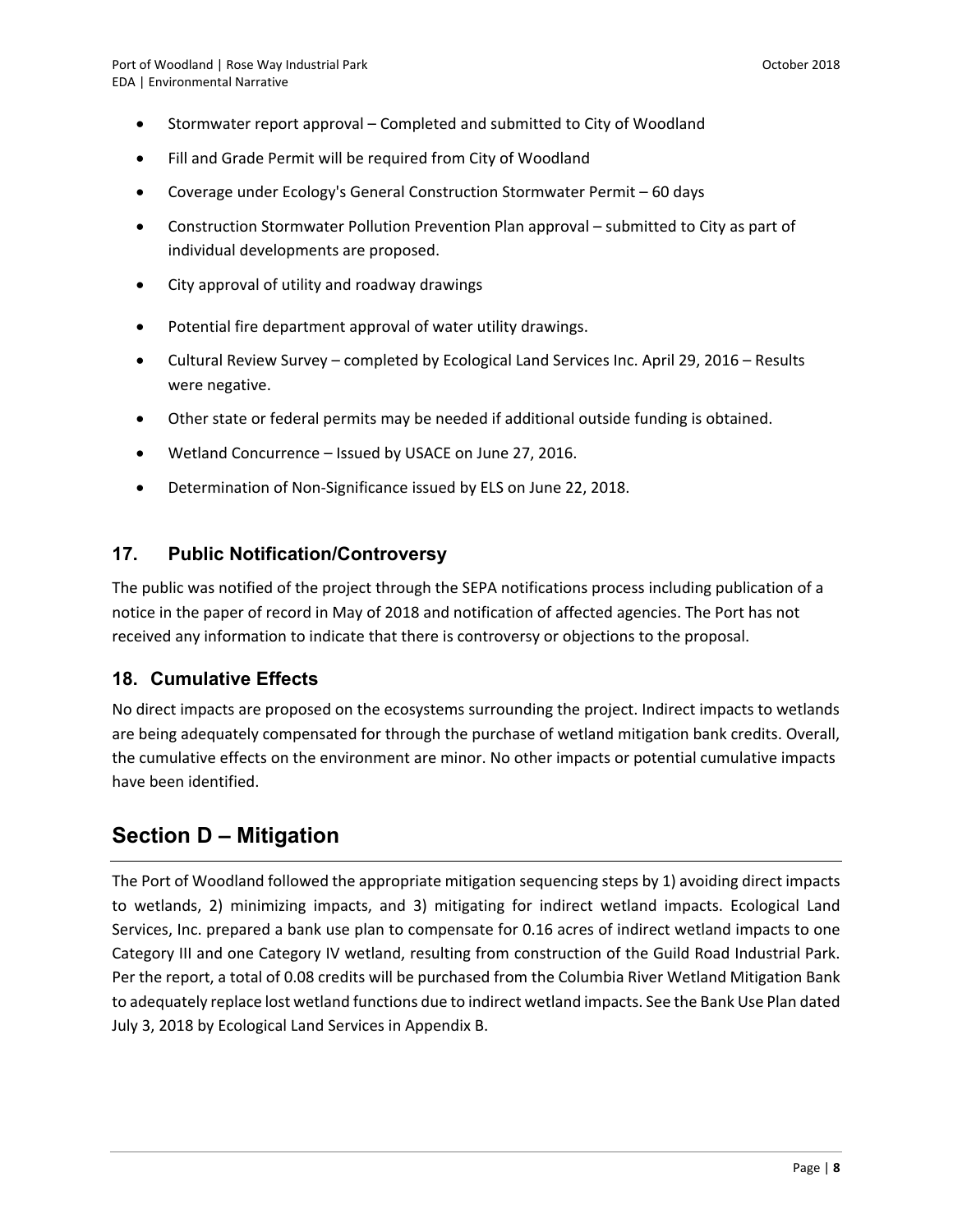- Stormwater report approval – Completed and submitted to City of Woodland
- Fill and Grade Permit will be required from City of Woodland
- Coverage under Ecology's General Construction Stormwater Permit – 60 days
- Construction Stormwater Pollution Prevention Plan approval – submitted to City as part of individual developments are proposed.
- City approval of utility and roadway drawings
- Potential fire department approval of water utility drawings.
- Cultural Review Survey – completed by Ecological Land Services Inc. April 29, 2016 – Results were negative.
- Other state or federal permits may be needed if additional outside funding is obtained.
- Wetland Concurrence – Issued by USACE on June 27, 2016.
- Determination of Non-Significance issued by ELS on June 22, 2018.

## 17. Public Notification/Controversy

The public was notified of the project through the SEPA notifications process including publication of a notice in the paper of record in May of 2018 and notification of affected agencies. The Port has not received any information to indicate that there is controversy or objections to the proposal.

## 18. Cumulative Effects

No direct impacts are proposed on the ecosystems surrounding the project. Indirect impacts to wetlands are being adequately compensated for through the purchase of wetland mitigation bank credits. Overall, the cumulative effects on the environment are minor. No other impacts or potential cumulative impacts have been identified.

# Section D – Mitigation

The Port of Woodland followed the appropriate mitigation sequencing steps by 1) avoiding direct impacts to wetlands, 2) minimizing impacts, and 3) mitigating for indirect wetland impacts. Ecological Land Services, Inc. prepared a bank use plan to compensate for 0.16 acres of indirect wetland impacts to one Category III and one Category IV wetland, resulting from construction of the Guild Road Industrial Park. Per the report, a total of 0.08 credits will be purchased from the Columbia River Wetland Mitigation Bank to adequately replace lost wetland functions due to indirect wetland impacts. See the Bank Use Plan dated July 3, 2018 by Ecological Land Services in Appendix B.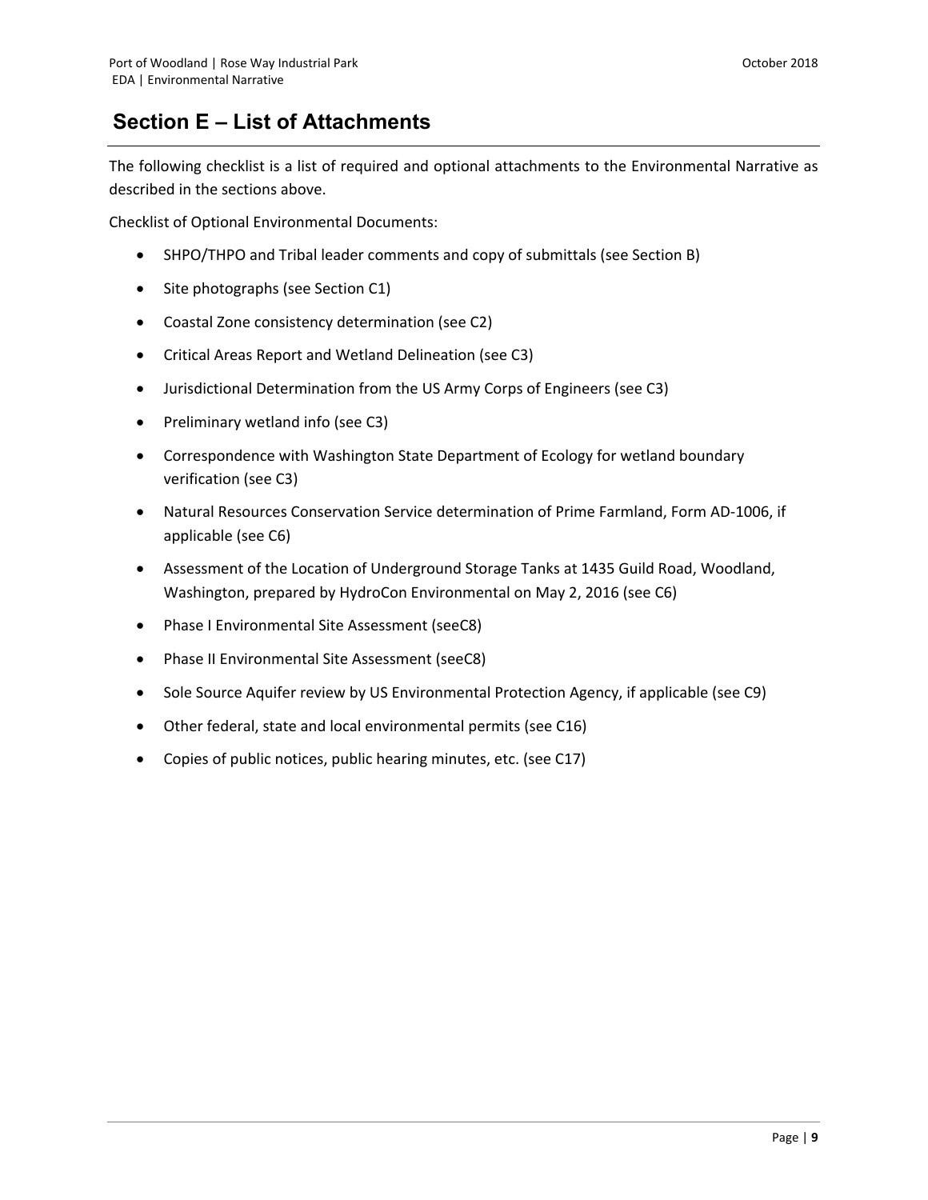# Section E – List of Attachments

The following checklist is a list of required and optional attachments to the Environmental Narrative as described in the sections above.

Checklist of Optional Environmental Documents:

- SHPO/THPO and Tribal leader comments and copy of submittals (see Section B)
- Site photographs (see Section C1)
- Coastal Zone consistency determination (see C2)
- Critical Areas Report and Wetland Delineation (see C3)
- Jurisdictional Determination from the US Army Corps of Engineers (see C3)
- Preliminary wetland info (see C3)
- Correspondence with Washington State Department of Ecology for wetland boundary verification (see C3)
- Natural Resources Conservation Service determination of Prime Farmland, Form AD-1006, if applicable (see C6)
- Assessment of the Location of Underground Storage Tanks at 1435 Guild Road, Woodland, Washington, prepared by HydroCon Environmental on May 2, 2016 (see C6)
- Phase I Environmental Site Assessment (seeC8)
- Phase II Environmental Site Assessment (seeC8)
- Sole Source Aquifer review by US Environmental Protection Agency, if applicable (see C9)
- Other federal, state and local environmental permits (see C16)
- Copies of public notices, public hearing minutes, etc. (see C17)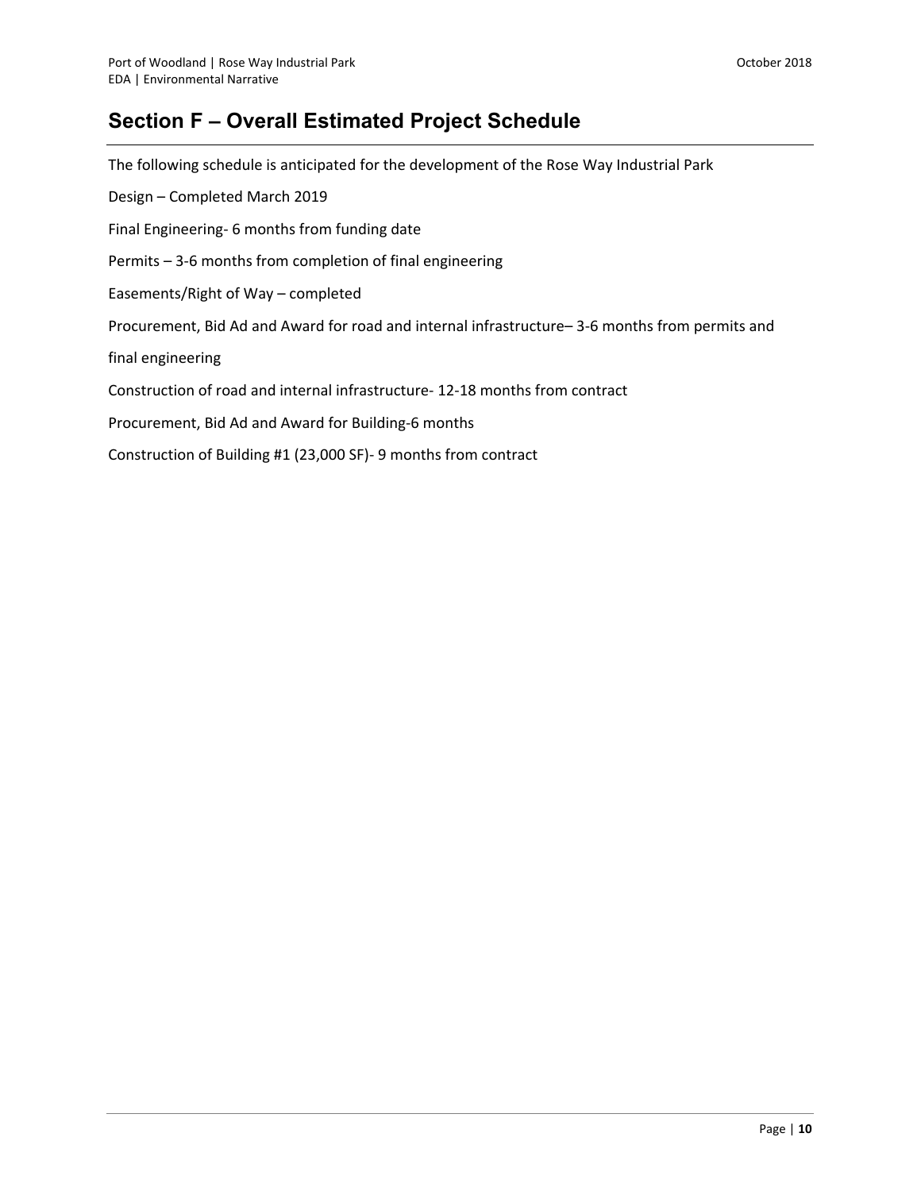## Section F – Overall Estimated Project Schedule

The following schedule is anticipated for the development of the Rose Way Industrial Park

Design – Completed March 2019

Final Engineering- 6 months from funding date

Permits – 3-6 months from completion of final engineering

Easements/Right of Way – completed

Procurement, Bid Ad and Award for road and internal infrastructure– 3-6 months from permits and final engineering

Construction of road and internal infrastructure- 12-18 months from contract

Procurement, Bid Ad and Award for Building-6 months

Construction of Building #1 (23,000 SF)- 9 months from contract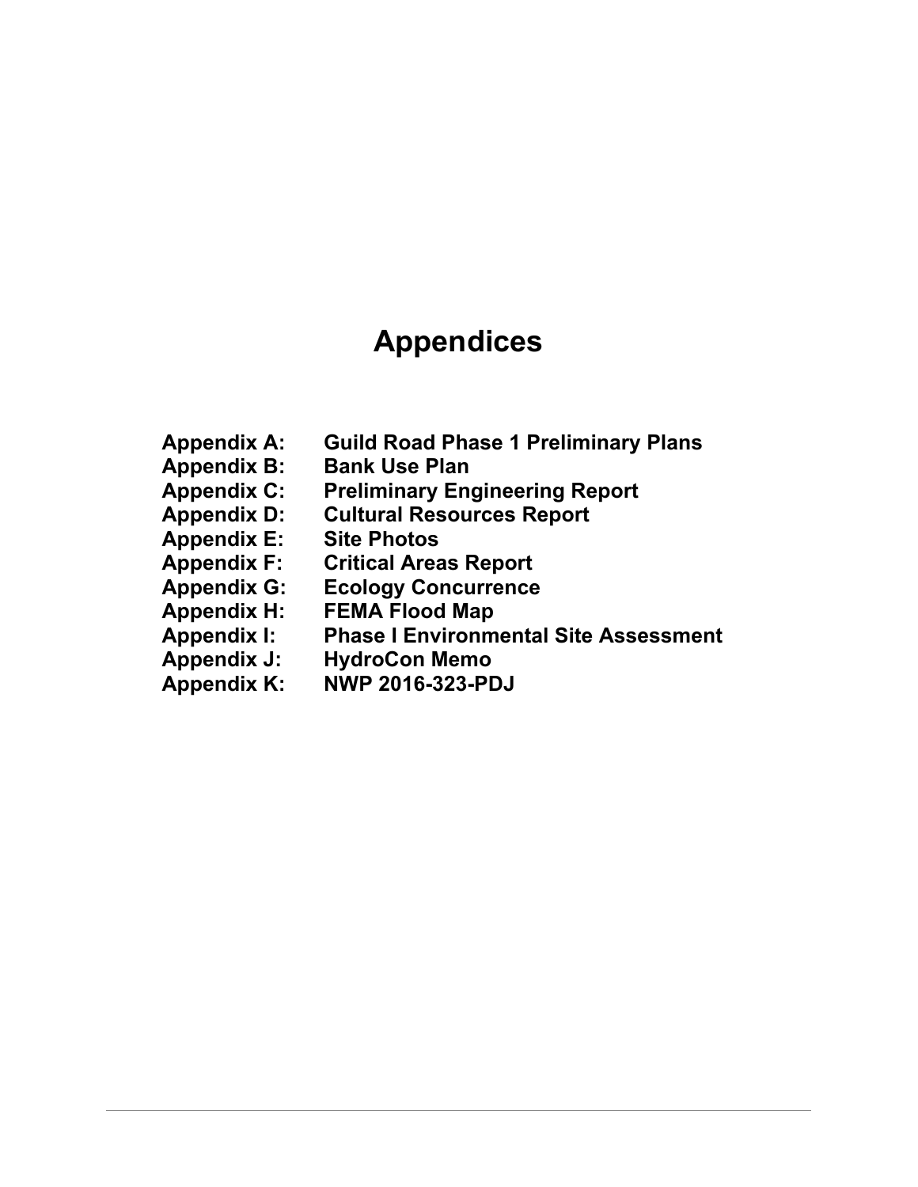# Appendices

**Appendix A:** Guild Road Phase 1 Preliminary Plans
**Appendix B:** Bank Use Plan
**Appendix C:** Preliminary Engineering Report
**Appendix D:** Cultural Resources Report
**Appendix E:** Site Photos
**Appendix F:** Critical Areas Report
**Appendix G:** Ecology Concurrence
**Appendix H:** FEMA Flood Map
**Appendix I:** Phase I Environmental Site Assessment
**Appendix J:** HydroCon Memo
**Appendix K:** NWP 2016-323-PDJ